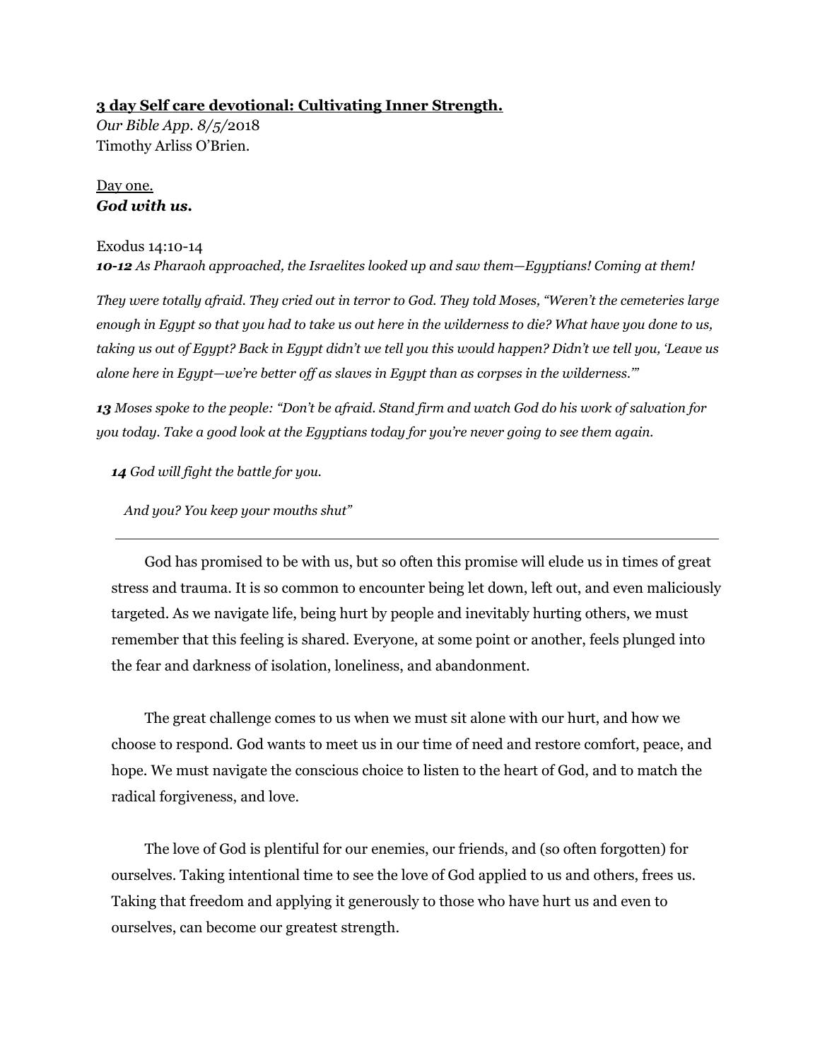**<u>3 day Self care devotional: Cultivating Inner Strength.</u>**

*Our Bible App. 8/5/*2018
Timothy Arliss O'Brien.

<u>Day one.</u>

***God with us.***

Exodus 14:10-14

***10-12*** *As Pharaoh approached, the Israelites looked up and saw them—Egyptians! Coming at them!*

*They were totally afraid. They cried out in terror to God. They told Moses, "Weren't the cemeteries large enough in Egypt so that you had to take us out here in the wilderness to die? What have you done to us, taking us out of Egypt? Back in Egypt didn't we tell you this would happen? Didn't we tell you, 'Leave us alone here in Egypt—we're better off as slaves in Egypt than as corpses in the wilderness.'"*

***13*** *Moses spoke to the people: "Don't be afraid. Stand firm and watch God do his work of salvation for you today. Take a good look at the Egyptians today for you're never going to see them again.*

> ***14*** *God will fight the battle for you.*
>
> *And you? You keep your mouths shut"*

---

God has promised to be with us, but so often this promise will elude us in times of great stress and trauma. It is so common to encounter being let down, left out, and even maliciously targeted. As we navigate life, being hurt by people and inevitably hurting others, we must remember that this feeling is shared. Everyone, at some point or another, feels plunged into the fear and darkness of isolation, loneliness, and abandonment.

The great challenge comes to us when we must sit alone with our hurt, and how we choose to respond. God wants to meet us in our time of need and restore comfort, peace, and hope. We must navigate the conscious choice to listen to the heart of God, and to match the radical forgiveness, and love.

The love of God is plentiful for our enemies, our friends, and (so often forgotten) for ourselves. Taking intentional time to see the love of God applied to us and others, frees us. Taking that freedom and applying it generously to those who have hurt us and even to ourselves, can become our greatest strength.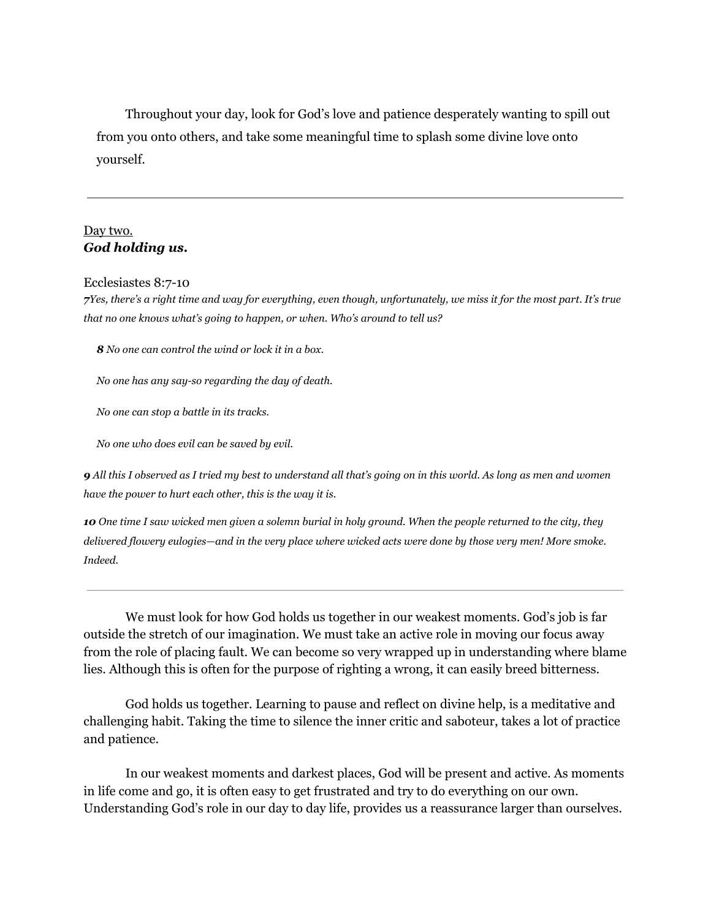Throughout your day, look for God's love and patience desperately wanting to spill out from you onto others, and take some meaningful time to splash some divine love onto yourself.

---

Day two.
***God holding us.***

Ecclesiastes 8:7-10

***7****Yes, there's a right time and way for everything, even though, unfortunately, we miss it for the most part. It's true that no one knows what's going to happen, or when. Who's around to tell us?*

***8*** *No one can control the wind or lock it in a box.*

*No one has any say-so regarding the day of death.*

*No one can stop a battle in its tracks.*

*No one who does evil can be saved by evil.*

***9*** *All this I observed as I tried my best to understand all that's going on in this world. As long as men and women have the power to hurt each other, this is the way it is.*

***10*** *One time I saw wicked men given a solemn burial in holy ground. When the people returned to the city, they delivered flowery eulogies—and in the very place where wicked acts were done by those very men! More smoke. Indeed.*

---

We must look for how God holds us together in our weakest moments. God's job is far outside the stretch of our imagination. We must take an active role in moving our focus away from the role of placing fault. We can become so very wrapped up in understanding where blame lies. Although this is often for the purpose of righting a wrong, it can easily breed bitterness.

God holds us together. Learning to pause and reflect on divine help, is a meditative and challenging habit. Taking the time to silence the inner critic and saboteur, takes a lot of practice and patience.

In our weakest moments and darkest places, God will be present and active. As moments in life come and go, it is often easy to get frustrated and try to do everything on our own. Understanding God's role in our day to day life, provides us a reassurance larger than ourselves.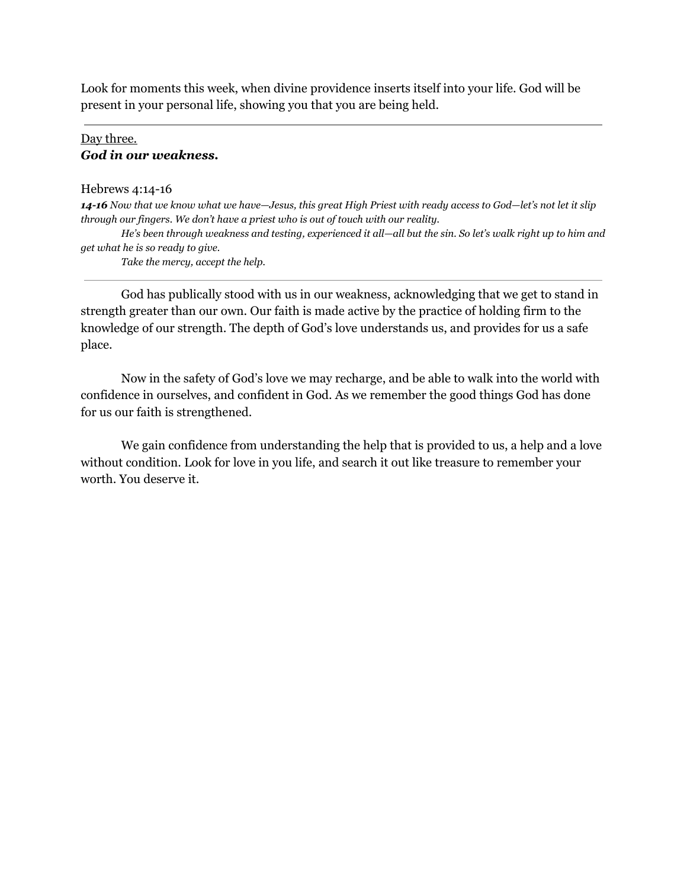Look for moments this week, when divine providence inserts itself into your life. God will be present in your personal life, showing you that you are being held.

---

Day three.
***God in our weakness.***

Hebrews 4:14-16

***14-16*** *Now that we know what we have—Jesus, this great High Priest with ready access to God—let's not let it slip through our fingers. We don't have a priest who is out of touch with our reality.*

*He's been through weakness and testing, experienced it all—all but the sin. So let's walk right up to him and get what he is so ready to give.*

*Take the mercy, accept the help.*

---

God has publically stood with us in our weakness, acknowledging that we get to stand in strength greater than our own. Our faith is made active by the practice of holding firm to the knowledge of our strength. The depth of God's love understands us, and provides for us a safe place.

Now in the safety of God's love we may recharge, and be able to walk into the world with confidence in ourselves, and confident in God. As we remember the good things God has done for us our faith is strengthened.

We gain confidence from understanding the help that is provided to us, a help and a love without condition. Look for love in you life, and search it out like treasure to remember your worth. You deserve it.